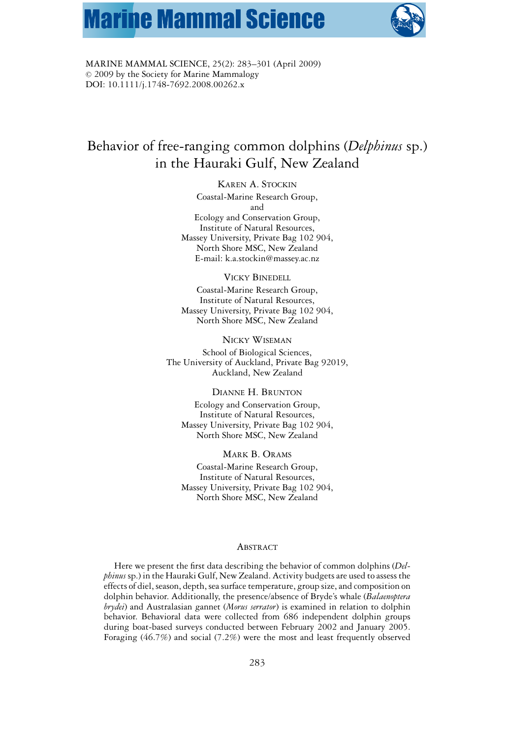MARINE MAMMAL SCIENCE, 25(2): 283–301 (April 2009)
© 2009 by the Society for Marine Mammalogy
DOI: 10.1111/j.1748-7692.2008.00262.x

# Behavior of free-ranging common dolphins (*Delphinus* sp.) in the Hauraki Gulf, New Zealand

KAREN A. STOCKIN
Coastal-Marine Research Group,
and
Ecology and Conservation Group,
Institute of Natural Resources,
Massey University, Private Bag 102 904,
North Shore MSC, New Zealand
E-mail: k.a.stockin@massey.ac.nz

VICKY BINEDELL
Coastal-Marine Research Group,
Institute of Natural Resources,
Massey University, Private Bag 102 904,
North Shore MSC, New Zealand

NICKY WISEMAN
School of Biological Sciences,
The University of Auckland, Private Bag 92019,
Auckland, New Zealand

DIANNE H. BRUNTON
Ecology and Conservation Group,
Institute of Natural Resources,
Massey University, Private Bag 102 904,
North Shore MSC, New Zealand

MARK B. ORAMS
Coastal-Marine Research Group,
Institute of Natural Resources,
Massey University, Private Bag 102 904,
North Shore MSC, New Zealand

## ABSTRACT

Here we present the first data describing the behavior of common dolphins (*Delphinus* sp.) in the Hauraki Gulf, New Zealand. Activity budgets are used to assess the effects of diel, season, depth, sea surface temperature, group size, and composition on dolphin behavior. Additionally, the presence/absence of Bryde's whale (*Balaenoptera brydei*) and Australasian gannet (*Morus serrator*) is examined in relation to dolphin behavior. Behavioral data were collected from 686 independent dolphin groups during boat-based surveys conducted between February 2002 and January 2005. Foraging (46.7%) and social (7.2%) were the most and least frequently observed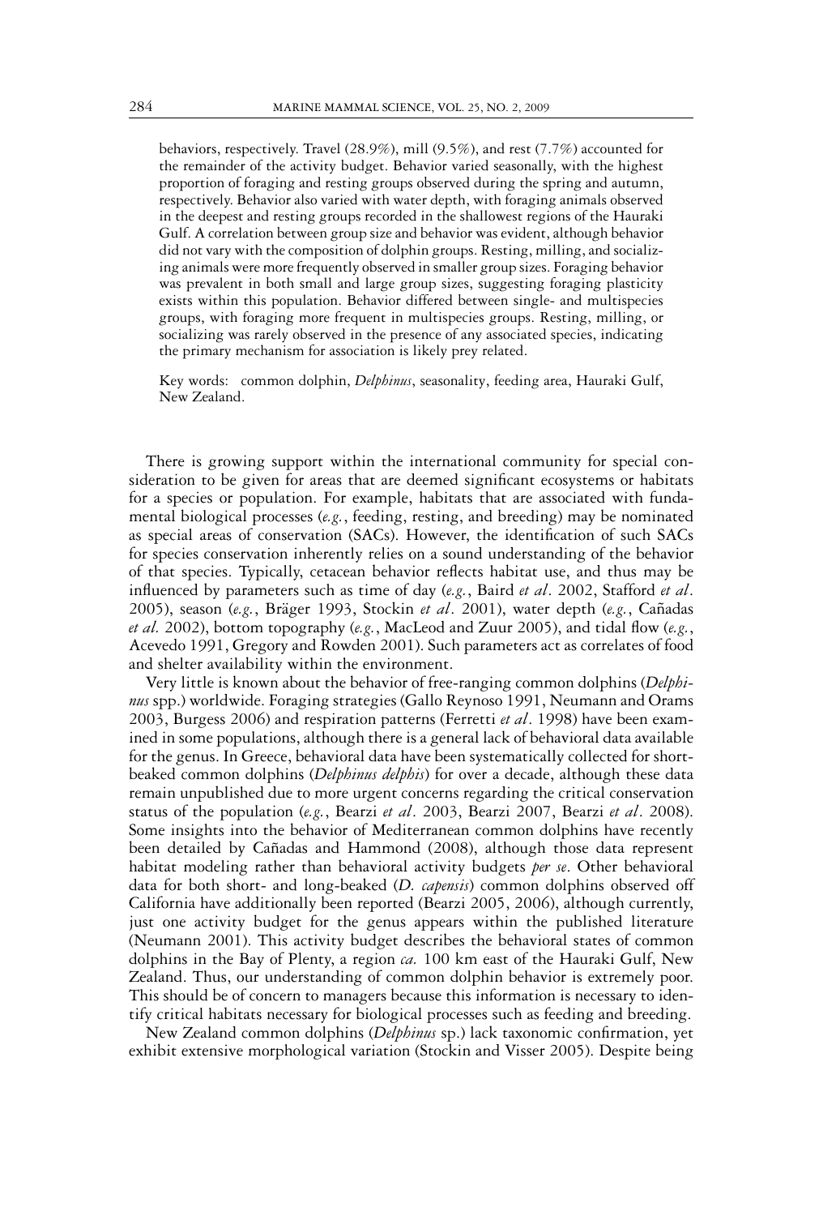behaviors, respectively. Travel (28.9%), mill (9.5%), and rest (7.7%) accounted for the remainder of the activity budget. Behavior varied seasonally, with the highest proportion of foraging and resting groups observed during the spring and autumn, respectively. Behavior also varied with water depth, with foraging animals observed in the deepest and resting groups recorded in the shallowest regions of the Hauraki Gulf. A correlation between group size and behavior was evident, although behavior did not vary with the composition of dolphin groups. Resting, milling, and socializing animals were more frequently observed in smaller group sizes. Foraging behavior was prevalent in both small and large group sizes, suggesting foraging plasticity exists within this population. Behavior differed between single- and multispecies groups, with foraging more frequent in multispecies groups. Resting, milling, or socializing was rarely observed in the presence of any associated species, indicating the primary mechanism for association is likely prey related.

Key words: common dolphin, *Delphinus*, seasonality, feeding area, Hauraki Gulf, New Zealand.

There is growing support within the international community for special consideration to be given for areas that are deemed significant ecosystems or habitats for a species or population. For example, habitats that are associated with fundamental biological processes (*e.g.*, feeding, resting, and breeding) may be nominated as special areas of conservation (SACs). However, the identification of such SACs for species conservation inherently relies on a sound understanding of the behavior of that species. Typically, cetacean behavior reflects habitat use, and thus may be influenced by parameters such as time of day (*e.g.*, Baird *et al*. 2002, Stafford *et al*. 2005), season (*e.g.*, Bräger 1993, Stockin *et al*. 2001), water depth (*e.g.*, Cañadas *et al.* 2002), bottom topography (*e.g.*, MacLeod and Zuur 2005), and tidal flow (*e.g.*, Acevedo 1991, Gregory and Rowden 2001). Such parameters act as correlates of food and shelter availability within the environment.

Very little is known about the behavior of free-ranging common dolphins (*Delphinus* spp.) worldwide. Foraging strategies (Gallo Reynoso 1991, Neumann and Orams 2003, Burgess 2006) and respiration patterns (Ferretti *et al*. 1998) have been examined in some populations, although there is a general lack of behavioral data available for the genus. In Greece, behavioral data have been systematically collected for short-beaked common dolphins (*Delphinus delphis*) for over a decade, although these data remain unpublished due to more urgent concerns regarding the critical conservation status of the population (*e.g.*, Bearzi *et al*. 2003, Bearzi 2007, Bearzi *et al*. 2008). Some insights into the behavior of Mediterranean common dolphins have recently been detailed by Cañadas and Hammond (2008), although those data represent habitat modeling rather than behavioral activity budgets *per se*. Other behavioral data for both short- and long-beaked (*D. capensis*) common dolphins observed off California have additionally been reported (Bearzi 2005, 2006), although currently, just one activity budget for the genus appears within the published literature (Neumann 2001). This activity budget describes the behavioral states of common dolphins in the Bay of Plenty, a region *ca.* 100 km east of the Hauraki Gulf, New Zealand. Thus, our understanding of common dolphin behavior is extremely poor. This should be of concern to managers because this information is necessary to identify critical habitats necessary for biological processes such as feeding and breeding.

New Zealand common dolphins (*Delphinus* sp.) lack taxonomic confirmation, yet exhibit extensive morphological variation (Stockin and Visser 2005). Despite being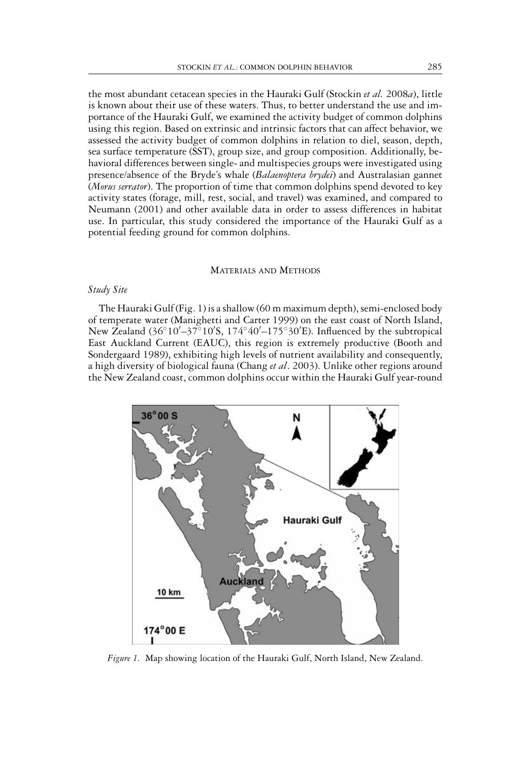the most abundant cetacean species in the Hauraki Gulf (Stockin *et al.* 2008*a*), little is known about their use of these waters. Thus, to better understand the use and importance of the Hauraki Gulf, we examined the activity budget of common dolphins using this region. Based on extrinsic and intrinsic factors that can affect behavior, we assessed the activity budget of common dolphins in relation to diel, season, depth, sea surface temperature (SST), group size, and group composition. Additionally, behavioral differences between single- and multispecies groups were investigated using presence/absence of the Bryde's whale (*Balaenoptera brydei*) and Australasian gannet (*Morus serrator*). The proportion of time that common dolphins spend devoted to key activity states (forage, mill, rest, social, and travel) was examined, and compared to Neumann (2001) and other available data in order to assess differences in habitat use. In particular, this study considered the importance of the Hauraki Gulf as a potential feeding ground for common dolphins.

## Materials and Methods

### *Study Site*

The Hauraki Gulf (Fig. 1) is a shallow (60 m maximum depth), semi-enclosed body of temperate water (Manighetti and Carter 1999) on the east coast of North Island, New Zealand (36°10′–37°10′S, 174°40′–175°30′E). Influenced by the subtropical East Auckland Current (EAUC), this region is extremely productive (Booth and Sondergaard 1989), exhibiting high levels of nutrient availability and consequently, a high diversity of biological fauna (Chang *et al*. 2003). Unlike other regions around the New Zealand coast, common dolphins occur within the Hauraki Gulf year-round

*Figure 1.* Map showing location of the Hauraki Gulf, North Island, New Zealand.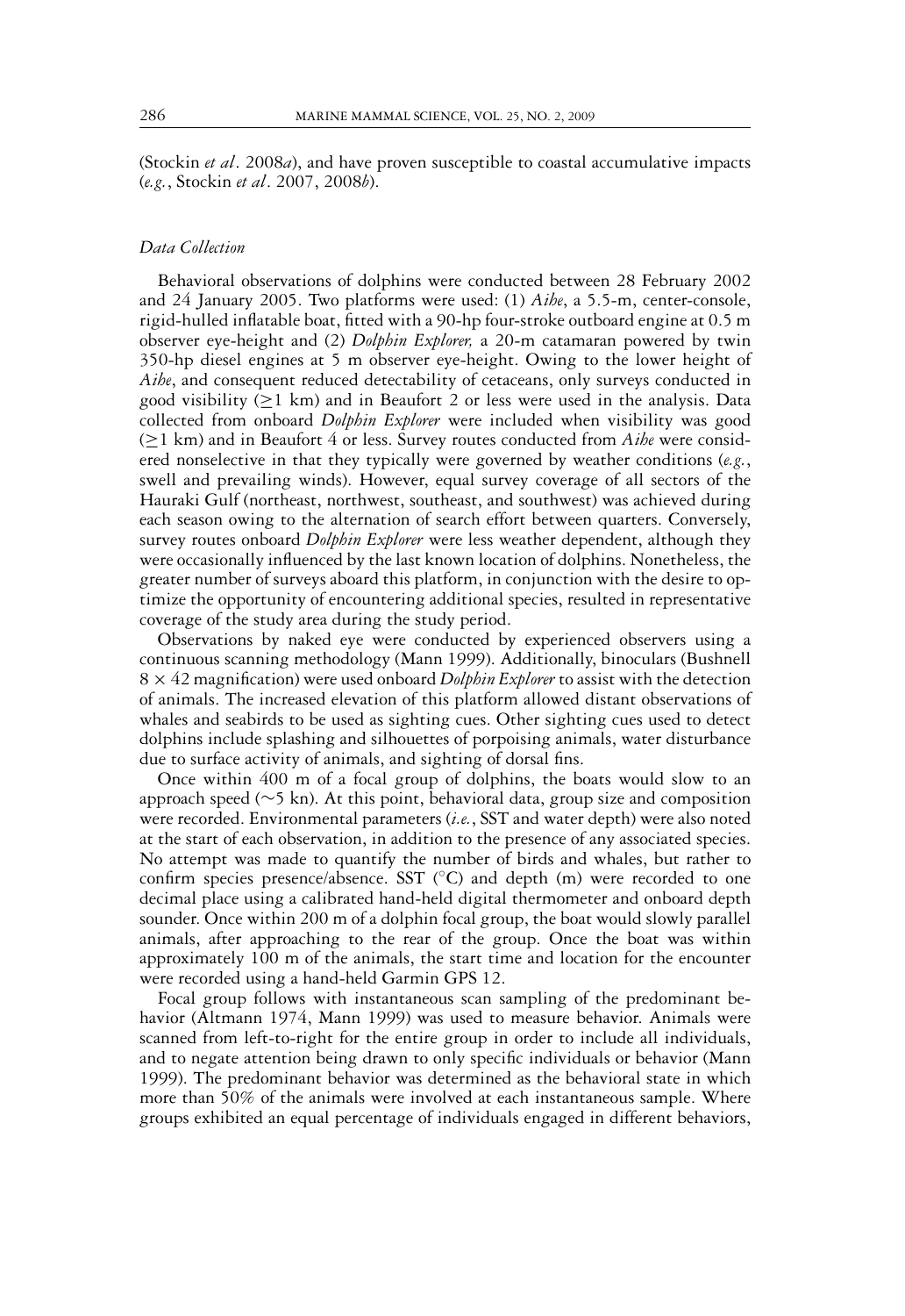(Stockin *et al*. 2008*a*), and have proven susceptible to coastal accumulative impacts (*e.g.*, Stockin *et al*. 2007, 2008*b*).

### *Data Collection*

Behavioral observations of dolphins were conducted between 28 February 2002 and 24 January 2005. Two platforms were used: (1) *Aihe*, a 5.5-m, center-console, rigid-hulled inflatable boat, fitted with a 90-hp four-stroke outboard engine at 0.5 m observer eye-height and (2) *Dolphin Explorer,* a 20-m catamaran powered by twin 350-hp diesel engines at 5 m observer eye-height. Owing to the lower height of *Aihe*, and consequent reduced detectability of cetaceans, only surveys conducted in good visibility ($\geq$1 km) and in Beaufort 2 or less were used in the analysis. Data collected from onboard *Dolphin Explorer* were included when visibility was good ($\geq$1 km) and in Beaufort 4 or less. Survey routes conducted from *Aihe* were considered nonselective in that they typically were governed by weather conditions (*e.g.*, swell and prevailing winds). However, equal survey coverage of all sectors of the Hauraki Gulf (northeast, northwest, southeast, and southwest) was achieved during each season owing to the alternation of search effort between quarters. Conversely, survey routes onboard *Dolphin Explorer* were less weather dependent, although they were occasionally influenced by the last known location of dolphins. Nonetheless, the greater number of surveys aboard this platform, in conjunction with the desire to optimize the opportunity of encountering additional species, resulted in representative coverage of the study area during the study period.

Observations by naked eye were conducted by experienced observers using a continuous scanning methodology (Mann 1999). Additionally, binoculars (Bushnell $8 \times 42$ magnification) were used onboard *Dolphin Explorer* to assist with the detection of animals. The increased elevation of this platform allowed distant observations of whales and seabirds to be used as sighting cues. Other sighting cues used to detect dolphins include splashing and silhouettes of porpoising animals, water disturbance due to surface activity of animals, and sighting of dorsal fins.

Once within 400 m of a focal group of dolphins, the boats would slow to an approach speed ($\sim$5 kn). At this point, behavioral data, group size and composition were recorded. Environmental parameters (*i.e.*, SST and water depth) were also noted at the start of each observation, in addition to the presence of any associated species. No attempt was made to quantify the number of birds and whales, but rather to confirm species presence/absence. SST (°C) and depth (m) were recorded to one decimal place using a calibrated hand-held digital thermometer and onboard depth sounder. Once within 200 m of a dolphin focal group, the boat would slowly parallel animals, after approaching to the rear of the group. Once the boat was within approximately 100 m of the animals, the start time and location for the encounter were recorded using a hand-held Garmin GPS 12.

Focal group follows with instantaneous scan sampling of the predominant behavior (Altmann 1974, Mann 1999) was used to measure behavior. Animals were scanned from left-to-right for the entire group in order to include all individuals, and to negate attention being drawn to only specific individuals or behavior (Mann 1999). The predominant behavior was determined as the behavioral state in which more than 50% of the animals were involved at each instantaneous sample. Where groups exhibited an equal percentage of individuals engaged in different behaviors,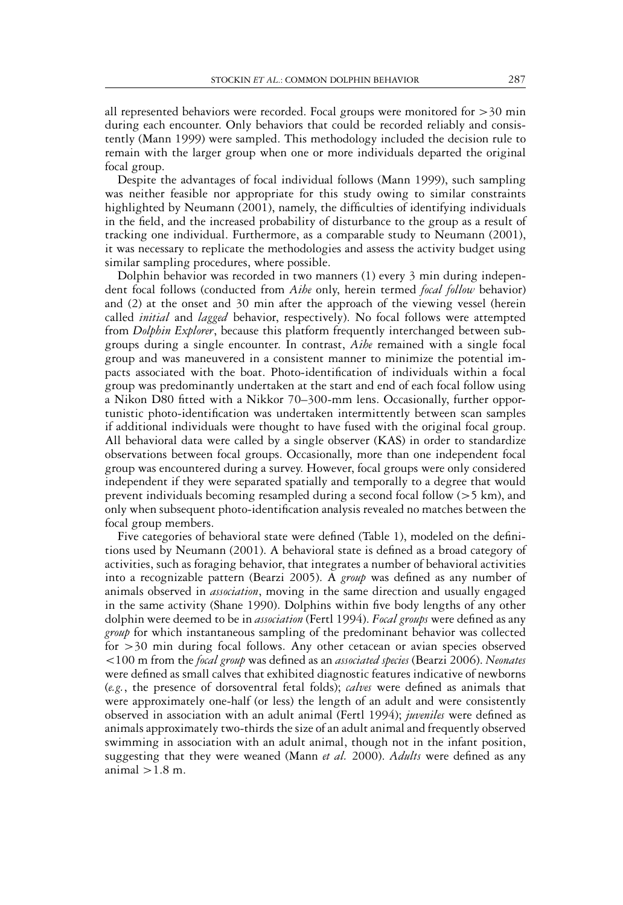all represented behaviors were recorded. Focal groups were monitored for >30 min during each encounter. Only behaviors that could be recorded reliably and consistently (Mann 1999) were sampled. This methodology included the decision rule to remain with the larger group when one or more individuals departed the original focal group.

Despite the advantages of focal individual follows (Mann 1999), such sampling was neither feasible nor appropriate for this study owing to similar constraints highlighted by Neumann (2001), namely, the difficulties of identifying individuals in the field, and the increased probability of disturbance to the group as a result of tracking one individual. Furthermore, as a comparable study to Neumann (2001), it was necessary to replicate the methodologies and assess the activity budget using similar sampling procedures, where possible.

Dolphin behavior was recorded in two manners (1) every 3 min during independent focal follows (conducted from *Aihe* only, herein termed *focal follow* behavior) and (2) at the onset and 30 min after the approach of the viewing vessel (herein called *initial* and *lagged* behavior, respectively). No focal follows were attempted from *Dolphin Explorer*, because this platform frequently interchanged between subgroups during a single encounter. In contrast, *Aihe* remained with a single focal group and was maneuvered in a consistent manner to minimize the potential impacts associated with the boat. Photo-identification of individuals within a focal group was predominantly undertaken at the start and end of each focal follow using a Nikon D80 fitted with a Nikkor 70–300-mm lens. Occasionally, further opportunistic photo-identification was undertaken intermittently between scan samples if additional individuals were thought to have fused with the original focal group. All behavioral data were called by a single observer (KAS) in order to standardize observations between focal groups. Occasionally, more than one independent focal group was encountered during a survey. However, focal groups were only considered independent if they were separated spatially and temporally to a degree that would prevent individuals becoming resampled during a second focal follow (>5 km), and only when subsequent photo-identification analysis revealed no matches between the focal group members.

Five categories of behavioral state were defined (Table 1), modeled on the definitions used by Neumann (2001). A behavioral state is defined as a broad category of activities, such as foraging behavior, that integrates a number of behavioral activities into a recognizable pattern (Bearzi 2005). A *group* was defined as any number of animals observed in *association*, moving in the same direction and usually engaged in the same activity (Shane 1990). Dolphins within five body lengths of any other dolphin were deemed to be in *association* (Fertl 1994). *Focal groups* were defined as any *group* for which instantaneous sampling of the predominant behavior was collected for >30 min during focal follows. Any other cetacean or avian species observed <100 m from the *focal group* was defined as an *associated species* (Bearzi 2006). *Neonates* were defined as small calves that exhibited diagnostic features indicative of newborns (*e.g.*, the presence of dorsoventral fetal folds); *calves* were defined as animals that were approximately one-half (or less) the length of an adult and were consistently observed in association with an adult animal (Fertl 1994); *juveniles* were defined as animals approximately two-thirds the size of an adult animal and frequently observed swimming in association with an adult animal, though not in the infant position, suggesting that they were weaned (Mann *et al.* 2000). *Adults* were defined as any animal >1.8 m.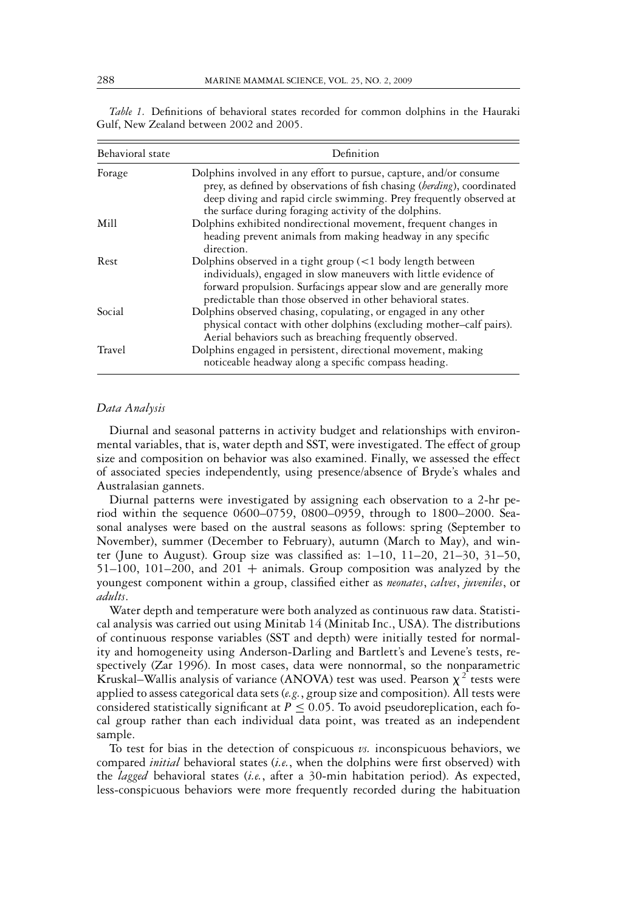*Table 1.* Definitions of behavioral states recorded for common dolphins in the Hauraki Gulf, New Zealand between 2002 and 2005.

| Behavioral state | Definition |
|---|---|
| Forage | Dolphins involved in any effort to pursue, capture, and/or consume prey, as defined by observations of fish chasing (*herding*), coordinated deep diving and rapid circle swimming. Prey frequently observed at the surface during foraging activity of the dolphins. |
| Mill | Dolphins exhibited nondirectional movement, frequent changes in heading prevent animals from making headway in any specific direction. |
| Rest | Dolphins observed in a tight group (<1 body length between individuals), engaged in slow maneuvers with little evidence of forward propulsion. Surfacings appear slow and are generally more predictable than those observed in other behavioral states. |
| Social | Dolphins observed chasing, copulating, or engaged in any other physical contact with other dolphins (excluding mother–calf pairs). Aerial behaviors such as breaching frequently observed. |
| Travel | Dolphins engaged in persistent, directional movement, making noticeable headway along a specific compass heading. |

### *Data Analysis*

Diurnal and seasonal patterns in activity budget and relationships with environmental variables, that is, water depth and SST, were investigated. The effect of group size and composition on behavior was also examined. Finally, we assessed the effect of associated species independently, using presence/absence of Bryde's whales and Australasian gannets.

Diurnal patterns were investigated by assigning each observation to a 2-hr period within the sequence 0600–0759, 0800–0959, through to 1800–2000. Seasonal analyses were based on the austral seasons as follows: spring (September to November), summer (December to February), autumn (March to May), and winter (June to August). Group size was classified as: 1–10, 11–20, 21–30, 31–50, 51–100, 101–200, and 201 + animals. Group composition was analyzed by the youngest component within a group, classified either as *neonates*, *calves*, *juveniles*, or *adults*.

Water depth and temperature were both analyzed as continuous raw data. Statistical analysis was carried out using Minitab 14 (Minitab Inc., USA). The distributions of continuous response variables (SST and depth) were initially tested for normality and homogeneity using Anderson-Darling and Bartlett's and Levene's tests, respectively (Zar 1996). In most cases, data were nonnormal, so the nonparametric Kruskal–Wallis analysis of variance (ANOVA) test was used. Pearson $\chi^2$ tests were applied to assess categorical data sets (*e.g.*, group size and composition). All tests were considered statistically significant at $P \leq 0.05$. To avoid pseudoreplication, each focal group rather than each individual data point, was treated as an independent sample.

To test for bias in the detection of conspicuous *vs.* inconspicuous behaviors, we compared *initial* behavioral states (*i.e.*, when the dolphins were first observed) with the *lagged* behavioral states (*i.e.*, after a 30-min habitation period). As expected, less-conspicuous behaviors were more frequently recorded during the habituation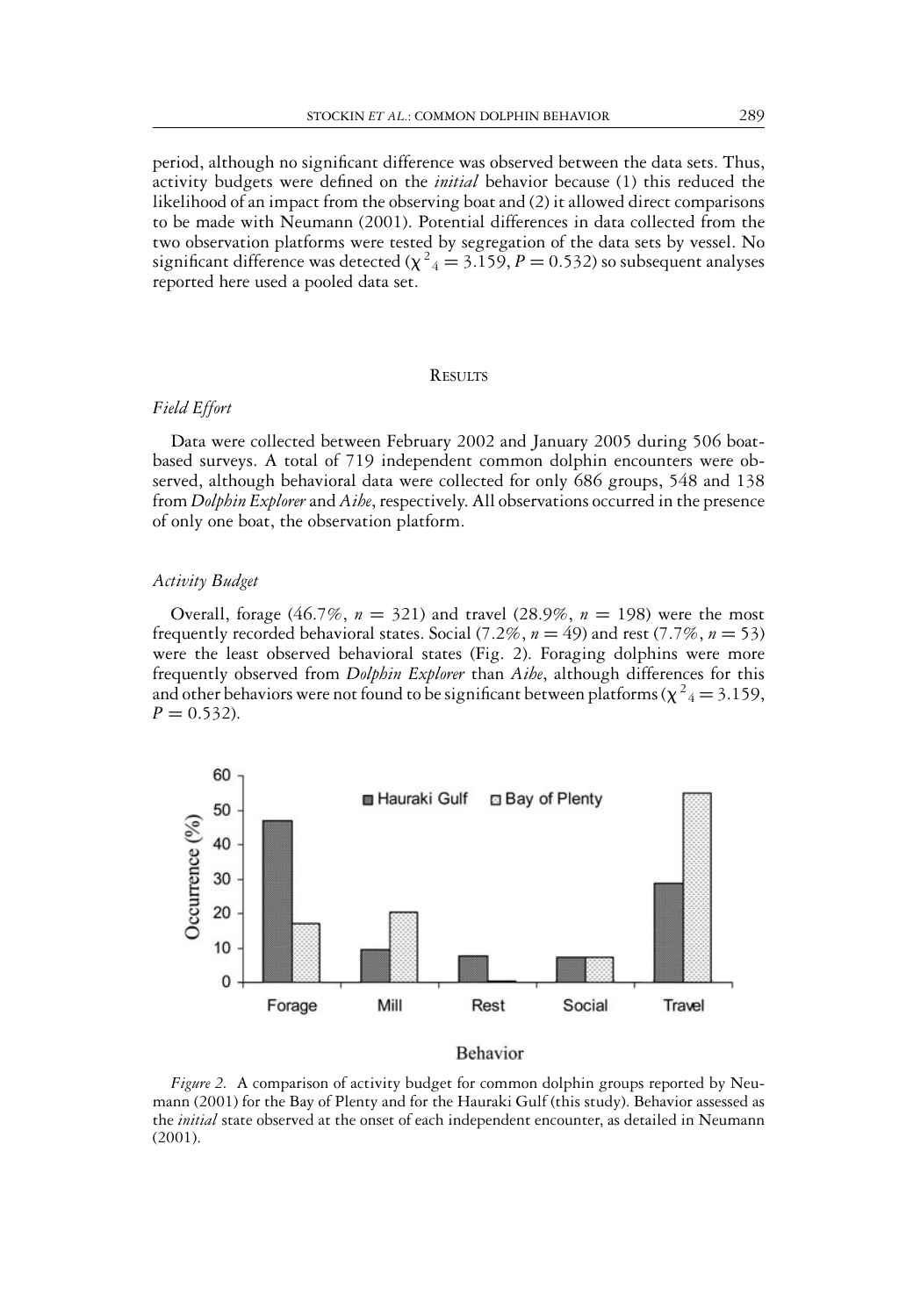period, although no significant difference was observed between the data sets. Thus, activity budgets were defined on the *initial* behavior because (1) this reduced the likelihood of an impact from the observing boat and (2) it allowed direct comparisons to be made with Neumann (2001). Potential differences in data collected from the two observation platforms were tested by segregation of the data sets by vessel. No significant difference was detected ($\chi^2_4 = 3.159$, $P = 0.532$) so subsequent analyses reported here used a pooled data set.

## Results

### *Field Effort*

Data were collected between February 2002 and January 2005 during 506 boat-based surveys. A total of 719 independent common dolphin encounters were observed, although behavioral data were collected for only 686 groups, 548 and 138 from *Dolphin Explorer* and *Aihe*, respectively. All observations occurred in the presence of only one boat, the observation platform.

### *Activity Budget*

Overall, forage (46.7%, $n = 321$) and travel (28.9%, $n = 198$) were the most frequently recorded behavioral states. Social (7.2%, $n = 49$) and rest (7.7%, $n = 53$) were the least observed behavioral states (Fig. 2). Foraging dolphins were more frequently observed from *Dolphin Explorer* than *Aihe*, although differences for this and other behaviors were not found to be significant between platforms ($\chi^2_4 = 3.159$, $P = 0.532$).

*Figure 2.* A comparison of activity budget for common dolphin groups reported by Neumann (2001) for the Bay of Plenty and for the Hauraki Gulf (this study). Behavior assessed as the *initial* state observed at the onset of each independent encounter, as detailed in Neumann (2001).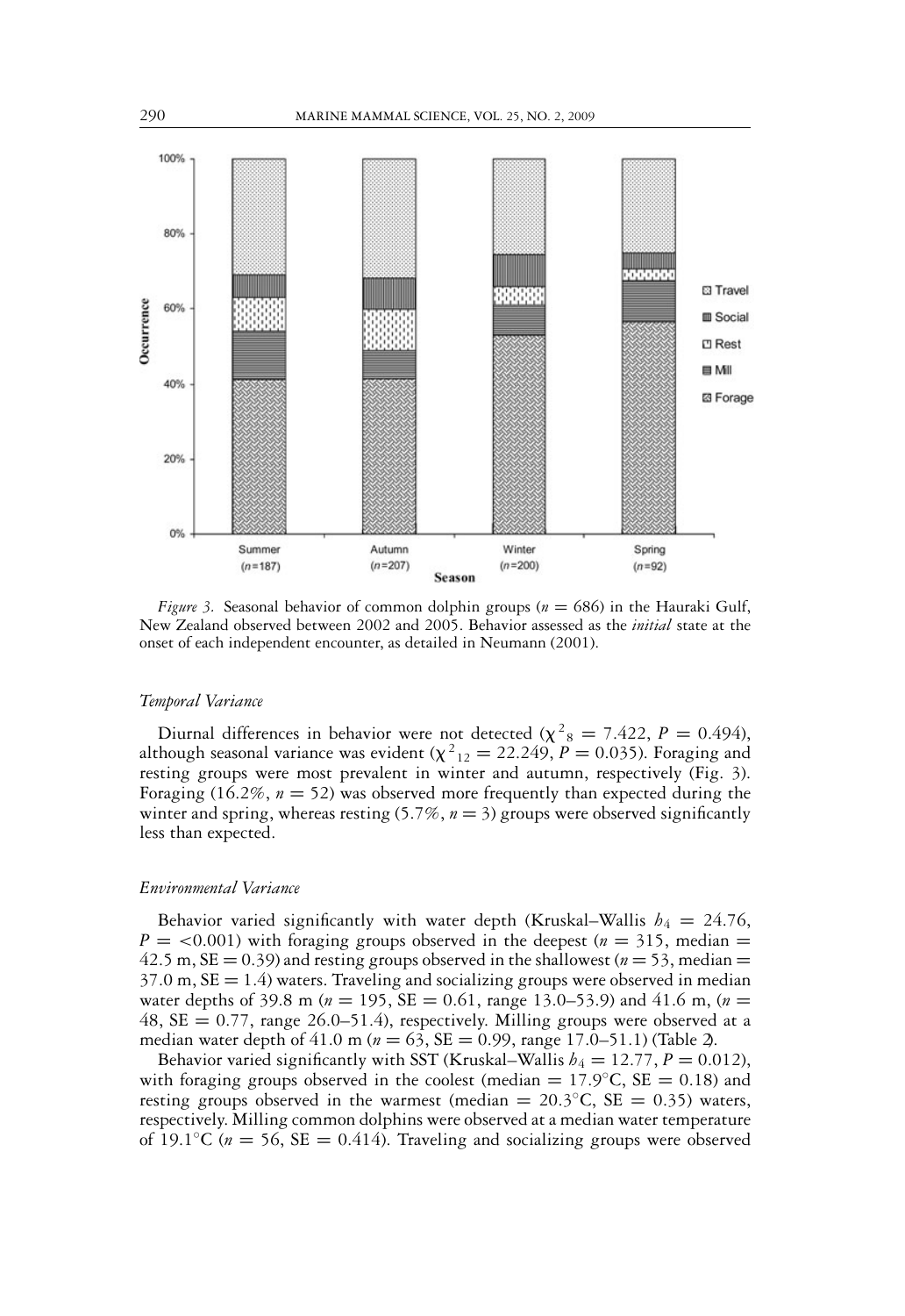*Figure 3.* Seasonal behavior of common dolphin groups ($n = 686$) in the Hauraki Gulf, New Zealand observed between 2002 and 2005. Behavior assessed as the *initial* state at the onset of each independent encounter, as detailed in Neumann (2001).

### *Temporal Variance*

Diurnal differences in behavior were not detected ($\chi^2_8 = 7.422$, $P = 0.494$), although seasonal variance was evident ($\chi^2_{12} = 22.249$, $P = 0.035$). Foraging and resting groups were most prevalent in winter and autumn, respectively (Fig. 3). Foraging (16.2%, $n = 52$) was observed more frequently than expected during the winter and spring, whereas resting (5.7%, $n = 3$) groups were observed significantly less than expected.

### *Environmental Variance*

Behavior varied significantly with water depth (Kruskal–Wallis $h_4 = 24.76$, $P = <0.001$) with foraging groups observed in the deepest ($n = 315$, median = 42.5 m, SE = 0.39) and resting groups observed in the shallowest ($n = 53$, median = 37.0 m, SE = 1.4) waters. Traveling and socializing groups were observed in median water depths of 39.8 m ($n = 195$, SE = 0.61, range 13.0–53.9) and 41.6 m, ($n = 48$, SE = 0.77, range 26.0–51.4), respectively. Milling groups were observed at a median water depth of 41.0 m ($n = 63$, SE = 0.99, range 17.0–51.1) (Table 2).

Behavior varied significantly with SST (Kruskal–Wallis $h_4 = 12.77$, $P = 0.012$), with foraging groups observed in the coolest (median = 17.9°C, SE = 0.18) and resting groups observed in the warmest (median = 20.3°C, SE = 0.35) waters, respectively. Milling common dolphins were observed at a median water temperature of 19.1°C ($n = 56$, SE = 0.414). Traveling and socializing groups were observed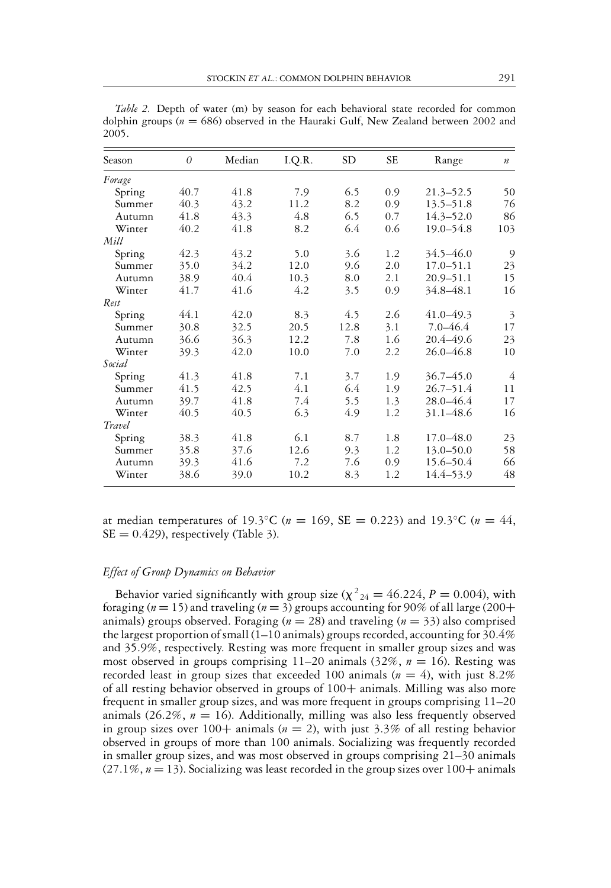*Table 2.* Depth of water (m) by season for each behavioral state recorded for common dolphin groups ($n$ = 686) observed in the Hauraki Gulf, New Zealand between 2002 and 2005.

| Season | *0* | Median | I.Q.R. | SD | SE | Range | *n* |
|---|---|---|---|---|---|---|---|
| *Forage* | | | | | | | |
| Spring | 40.7 | 41.8 | 7.9 | 6.5 | 0.9 | 21.3–52.5 | 50 |
| Summer | 40.3 | 43.2 | 11.2 | 8.2 | 0.9 | 13.5–51.8 | 76 |
| Autumn | 41.8 | 43.3 | 4.8 | 6.5 | 0.7 | 14.3–52.0 | 86 |
| Winter | 40.2 | 41.8 | 8.2 | 6.4 | 0.6 | 19.0–54.8 | 103 |
| *Mill* | | | | | | | |
| Spring | 42.3 | 43.2 | 5.0 | 3.6 | 1.2 | 34.5–46.0 | 9 |
| Summer | 35.0 | 34.2 | 12.0 | 9.6 | 2.0 | 17.0–51.1 | 23 |
| Autumn | 38.9 | 40.4 | 10.3 | 8.0 | 2.1 | 20.9–51.1 | 15 |
| Winter | 41.7 | 41.6 | 4.2 | 3.5 | 0.9 | 34.8–48.1 | 16 |
| *Rest* | | | | | | | |
| Spring | 44.1 | 42.0 | 8.3 | 4.5 | 2.6 | 41.0–49.3 | 3 |
| Summer | 30.8 | 32.5 | 20.5 | 12.8 | 3.1 | 7.0–46.4 | 17 |
| Autumn | 36.6 | 36.3 | 12.2 | 7.8 | 1.6 | 20.4–49.6 | 23 |
| Winter | 39.3 | 42.0 | 10.0 | 7.0 | 2.2 | 26.0–46.8 | 10 |
| *Social* | | | | | | | |
| Spring | 41.3 | 41.8 | 7.1 | 3.7 | 1.9 | 36.7–45.0 | 4 |
| Summer | 41.5 | 42.5 | 4.1 | 6.4 | 1.9 | 26.7–51.4 | 11 |
| Autumn | 39.7 | 41.8 | 7.4 | 5.5 | 1.3 | 28.0–46.4 | 17 |
| Winter | 40.5 | 40.5 | 6.3 | 4.9 | 1.2 | 31.1–48.6 | 16 |
| *Travel* | | | | | | | |
| Spring | 38.3 | 41.8 | 6.1 | 8.7 | 1.8 | 17.0–48.0 | 23 |
| Summer | 35.8 | 37.6 | 12.6 | 9.3 | 1.2 | 13.0–50.0 | 58 |
| Autumn | 39.3 | 41.6 | 7.2 | 7.6 | 0.9 | 15.6–50.4 | 66 |
| Winter | 38.6 | 39.0 | 10.2 | 8.3 | 1.2 | 14.4–53.9 | 48 |

at median temperatures of 19.3°C ($n$ = 169, SE = 0.223) and 19.3°C ($n$ = 44, SE = 0.429), respectively (Table 3).

### *Effect of Group Dynamics on Behavior*

Behavior varied significantly with group size ($\chi^2_{24} = 46.224$, $P = 0.004$), with foraging ($n$ = 15) and traveling ($n$ = 3) groups accounting for 90% of all large (200+ animals) groups observed. Foraging ($n$ = 28) and traveling ($n$ = 33) also comprised the largest proportion of small (1–10 animals) groups recorded, accounting for 30.4% and 35.9%, respectively. Resting was more frequent in smaller group sizes and was most observed in groups comprising 11–20 animals (32%, $n$ = 16). Resting was recorded least in group sizes that exceeded 100 animals ($n$ = 4), with just 8.2% of all resting behavior observed in groups of 100+ animals. Milling was also more frequent in smaller group sizes, and was more frequent in groups comprising 11–20 animals (26.2%, $n$ = 16). Additionally, milling was also less frequently observed in group sizes over 100+ animals ($n$ = 2), with just 3.3% of all resting behavior observed in groups of more than 100 animals. Socializing was frequently recorded in smaller group sizes, and was most observed in groups comprising 21–30 animals (27.1%, $n$ = 13). Socializing was least recorded in the group sizes over 100+ animals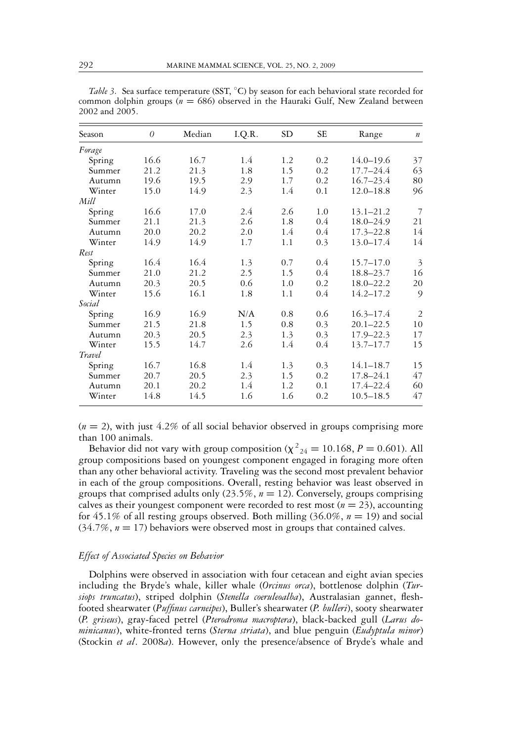*Table 3.* Sea surface temperature (SST, °C) by season for each behavioral state recorded for common dolphin groups ($n$ = 686) observed in the Hauraki Gulf, New Zealand between 2002 and 2005.

| Season | $\theta$ | Median | I.Q.R. | SD | SE | Range | $n$ |
|---|---|---|---|---|---|---|---|
| *Forage* | | | | | | | |
| Spring | 16.6 | 16.7 | 1.4 | 1.2 | 0.2 | 14.0–19.6 | 37 |
| Summer | 21.2 | 21.3 | 1.8 | 1.5 | 0.2 | 17.7–24.4 | 63 |
| Autumn | 19.6 | 19.5 | 2.9 | 1.7 | 0.2 | 16.7–23.4 | 80 |
| Winter | 15.0 | 14.9 | 2.3 | 1.4 | 0.1 | 12.0–18.8 | 96 |
| *Mill* | | | | | | | |
| Spring | 16.6 | 17.0 | 2.4 | 2.6 | 1.0 | 13.1–21.2 | 7 |
| Summer | 21.1 | 21.3 | 2.6 | 1.8 | 0.4 | 18.0–24.9 | 21 |
| Autumn | 20.0 | 20.2 | 2.0 | 1.4 | 0.4 | 17.3–22.8 | 14 |
| Winter | 14.9 | 14.9 | 1.7 | 1.1 | 0.3 | 13.0–17.4 | 14 |
| *Rest* | | | | | | | |
| Spring | 16.4 | 16.4 | 1.3 | 0.7 | 0.4 | 15.7–17.0 | 3 |
| Summer | 21.0 | 21.2 | 2.5 | 1.5 | 0.4 | 18.8–23.7 | 16 |
| Autumn | 20.3 | 20.5 | 0.6 | 1.0 | 0.2 | 18.0–22.2 | 20 |
| Winter | 15.6 | 16.1 | 1.8 | 1.1 | 0.4 | 14.2–17.2 | 9 |
| *Social* | | | | | | | |
| Spring | 16.9 | 16.9 | N/A | 0.8 | 0.6 | 16.3–17.4 | 2 |
| Summer | 21.5 | 21.8 | 1.5 | 0.8 | 0.3 | 20.1–22.5 | 10 |
| Autumn | 20.3 | 20.5 | 2.3 | 1.3 | 0.3 | 17.9–22.3 | 17 |
| Winter | 15.5 | 14.7 | 2.6 | 1.4 | 0.4 | 13.7–17.7 | 15 |
| *Travel* | | | | | | | |
| Spring | 16.7 | 16.8 | 1.4 | 1.3 | 0.3 | 14.1–18.7 | 15 |
| Summer | 20.7 | 20.5 | 2.3 | 1.5 | 0.2 | 17.8–24.1 | 47 |
| Autumn | 20.1 | 20.2 | 1.4 | 1.2 | 0.1 | 17.4–22.4 | 60 |
| Winter | 14.8 | 14.5 | 1.6 | 1.6 | 0.2 | 10.5–18.5 | 47 |

($n$ = 2), with just 4.2% of all social behavior observed in groups comprising more than 100 animals.

Behavior did not vary with group composition ($\chi^2_{24} = 10.168$, $P = 0.601$). All group compositions based on youngest component engaged in foraging more often than any other behavioral activity. Traveling was the second most prevalent behavior in each of the group compositions. Overall, resting behavior was least observed in groups that comprised adults only (23.5%, $n$ = 12). Conversely, groups comprising calves as their youngest component were recorded to rest most ($n$ = 23), accounting for 45.1% of all resting groups observed. Both milling (36.0%, $n$ = 19) and social (34.7%, $n$ = 17) behaviors were observed most in groups that contained calves.

### *Effect of Associated Species on Behavior*

Dolphins were observed in association with four cetacean and eight avian species including the Bryde's whale, killer whale (*Orcinus orca*), bottlenose dolphin (*Tursiops truncatus*), striped dolphin (*Stenella coeruleoalba*), Australasian gannet, flesh-footed shearwater (*Puffinus carneipes*), Buller's shearwater (*P. bulleri*), sooty shearwater (*P. griseus*), gray-faced petrel (*Pterodroma macroptera*), black-backed gull (*Larus dominicanus*), white-fronted terns (*Sterna striata*), and blue penguin (*Eudyptula minor*) (Stockin *et al*. 2008*a*). However, only the presence/absence of Bryde's whale and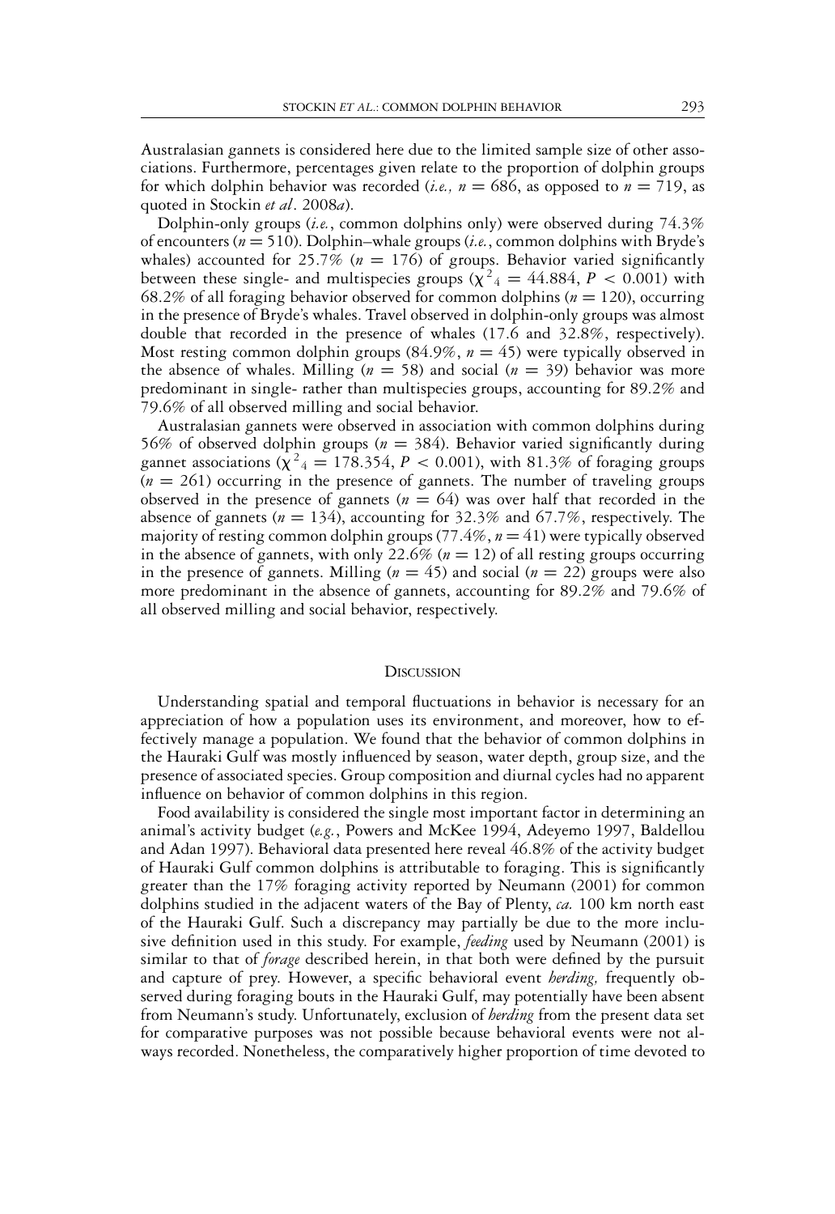Australasian gannets is considered here due to the limited sample size of other associations. Furthermore, percentages given relate to the proportion of dolphin groups for which dolphin behavior was recorded (*i.e.,* $n = 686$, as opposed to $n = 719$, as quoted in Stockin *et al*. 2008*a*).

Dolphin-only groups (*i.e.*, common dolphins only) were observed during 74.3% of encounters ($n = 510$). Dolphin–whale groups (*i.e.*, common dolphins with Bryde's whales) accounted for 25.7% ($n = 176$) of groups. Behavior varied significantly between these single- and multispecies groups ($\chi^2_4 = 44.884$, $P < 0.001$) with 68.2% of all foraging behavior observed for common dolphins ($n = 120$), occurring in the presence of Bryde's whales. Travel observed in dolphin-only groups was almost double that recorded in the presence of whales (17.6 and 32.8%, respectively). Most resting common dolphin groups (84.9%, $n = 45$) were typically observed in the absence of whales. Milling ($n = 58$) and social ($n = 39$) behavior was more predominant in single- rather than multispecies groups, accounting for 89.2% and 79.6% of all observed milling and social behavior.

Australasian gannets were observed in association with common dolphins during 56% of observed dolphin groups ($n = 384$). Behavior varied significantly during gannet associations ($\chi^2_4 = 178.354$, $P < 0.001$), with 81.3% of foraging groups ($n = 261$) occurring in the presence of gannets. The number of traveling groups observed in the presence of gannets ($n = 64$) was over half that recorded in the absence of gannets ($n = 134$), accounting for 32.3% and 67.7%, respectively. The majority of resting common dolphin groups (77.4%, $n = 41$) were typically observed in the absence of gannets, with only 22.6% ($n = 12$) of all resting groups occurring in the presence of gannets. Milling ($n = 45$) and social ($n = 22$) groups were also more predominant in the absence of gannets, accounting for 89.2% and 79.6% of all observed milling and social behavior, respectively.

## Discussion

Understanding spatial and temporal fluctuations in behavior is necessary for an appreciation of how a population uses its environment, and moreover, how to effectively manage a population. We found that the behavior of common dolphins in the Hauraki Gulf was mostly influenced by season, water depth, group size, and the presence of associated species. Group composition and diurnal cycles had no apparent influence on behavior of common dolphins in this region.

Food availability is considered the single most important factor in determining an animal's activity budget (*e.g.*, Powers and McKee 1994, Adeyemo 1997, Baldellou and Adan 1997). Behavioral data presented here reveal 46.8% of the activity budget of Hauraki Gulf common dolphins is attributable to foraging. This is significantly greater than the 17% foraging activity reported by Neumann (2001) for common dolphins studied in the adjacent waters of the Bay of Plenty, *ca.* 100 km north east of the Hauraki Gulf. Such a discrepancy may partially be due to the more inclusive definition used in this study. For example, *feeding* used by Neumann (2001) is similar to that of *forage* described herein, in that both were defined by the pursuit and capture of prey. However, a specific behavioral event *herding,* frequently observed during foraging bouts in the Hauraki Gulf, may potentially have been absent from Neumann's study. Unfortunately, exclusion of *herding* from the present data set for comparative purposes was not possible because behavioral events were not always recorded. Nonetheless, the comparatively higher proportion of time devoted to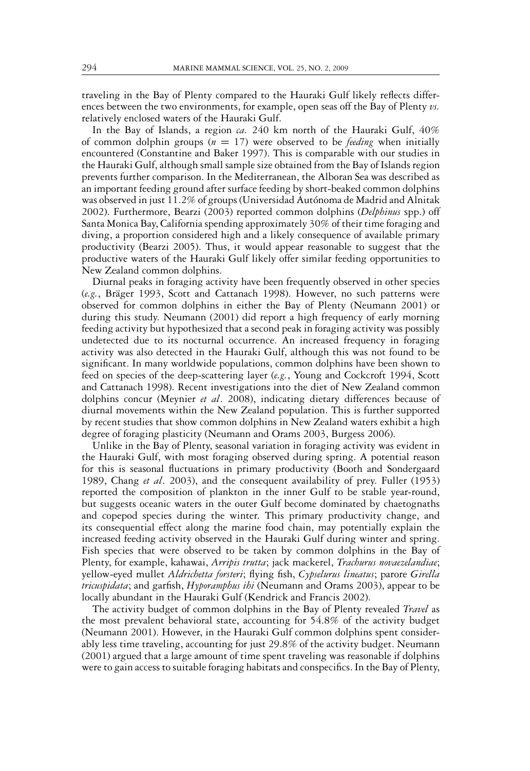traveling in the Bay of Plenty compared to the Hauraki Gulf likely reflects differences between the two environments, for example, open seas off the Bay of Plenty *vs.* relatively enclosed waters of the Hauraki Gulf.

In the Bay of Islands, a region *ca.* 240 km north of the Hauraki Gulf, 40% of common dolphin groups ($n = 17$) were observed to be *feeding* when initially encountered (Constantine and Baker 1997). This is comparable with our studies in the Hauraki Gulf, although small sample size obtained from the Bay of Islands region prevents further comparison. In the Mediterranean, the Alboran Sea was described as an important feeding ground after surface feeding by short-beaked common dolphins was observed in just 11.2% of groups (Universidad Autónoma de Madrid and Alnitak 2002). Furthermore, Bearzi (2003) reported common dolphins (*Delphinus* spp.) off Santa Monica Bay, California spending approximately 30% of their time foraging and diving, a proportion considered high and a likely consequence of available primary productivity (Bearzi 2005). Thus, it would appear reasonable to suggest that the productive waters of the Hauraki Gulf likely offer similar feeding opportunities to New Zealand common dolphins.

Diurnal peaks in foraging activity have been frequently observed in other species (*e.g.*, Bräger 1993, Scott and Cattanach 1998). However, no such patterns were observed for common dolphins in either the Bay of Plenty (Neumann 2001) or during this study. Neumann (2001) did report a high frequency of early morning feeding activity but hypothesized that a second peak in foraging activity was possibly undetected due to its nocturnal occurrence. An increased frequency in foraging activity was also detected in the Hauraki Gulf, although this was not found to be significant. In many worldwide populations, common dolphins have been shown to feed on species of the deep-scattering layer (*e.g.*, Young and Cockcroft 1994, Scott and Cattanach 1998). Recent investigations into the diet of New Zealand common dolphins concur (Meynier *et al*. 2008), indicating dietary differences because of diurnal movements within the New Zealand population. This is further supported by recent studies that show common dolphins in New Zealand waters exhibit a high degree of foraging plasticity (Neumann and Orams 2003, Burgess 2006).

Unlike in the Bay of Plenty, seasonal variation in foraging activity was evident in the Hauraki Gulf, with most foraging observed during spring. A potential reason for this is seasonal fluctuations in primary productivity (Booth and Sondergaard 1989, Chang *et al*. 2003), and the consequent availability of prey. Fuller (1953) reported the composition of plankton in the inner Gulf to be stable year-round, but suggests oceanic waters in the outer Gulf become dominated by chaetognaths and copepod species during the winter. This primary productivity change, and its consequential effect along the marine food chain, may potentially explain the increased feeding activity observed in the Hauraki Gulf during winter and spring. Fish species that were observed to be taken by common dolphins in the Bay of Plenty, for example, kahawai, *Arripis trutta*; jack mackerel, *Trachurus novaezelandiae*; yellow-eyed mullet *Aldrichetta forsteri*; flying fish, *Cypselurus lineatus*; parore *Girella tricuspidata*; and garfish, *Hyporamphus ihi* (Neumann and Orams 2003), appear to be locally abundant in the Hauraki Gulf (Kendrick and Francis 2002).

The activity budget of common dolphins in the Bay of Plenty revealed *Travel* as the most prevalent behavioral state, accounting for 54.8% of the activity budget (Neumann 2001). However, in the Hauraki Gulf common dolphins spent considerably less time traveling, accounting for just 29.8% of the activity budget. Neumann (2001) argued that a large amount of time spent traveling was reasonable if dolphins were to gain access to suitable foraging habitats and conspecifics. In the Bay of Plenty,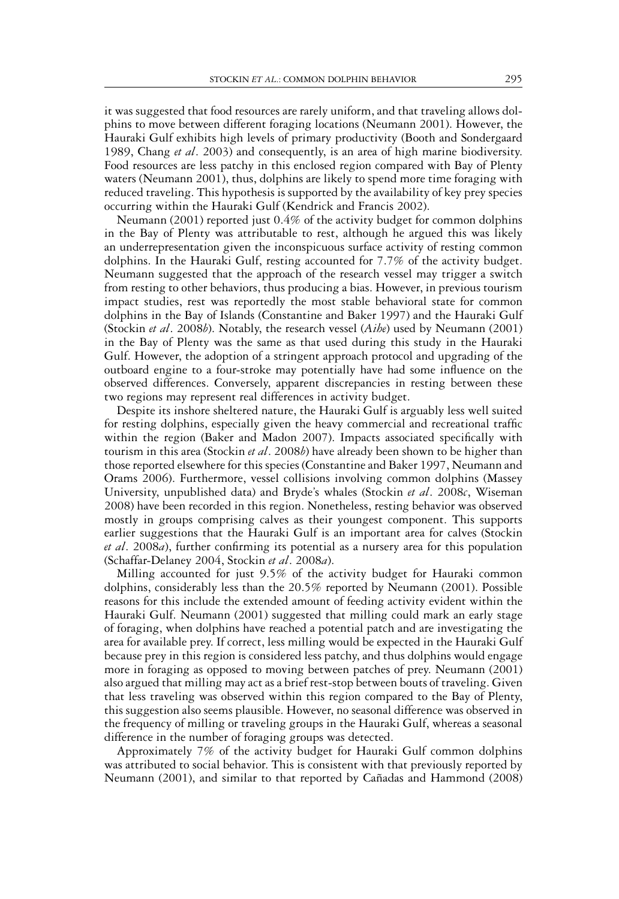it was suggested that food resources are rarely uniform, and that traveling allows dolphins to move between different foraging locations (Neumann 2001). However, the Hauraki Gulf exhibits high levels of primary productivity (Booth and Sondergaard 1989, Chang *et al*. 2003) and consequently, is an area of high marine biodiversity. Food resources are less patchy in this enclosed region compared with Bay of Plenty waters (Neumann 2001), thus, dolphins are likely to spend more time foraging with reduced traveling. This hypothesis is supported by the availability of key prey species occurring within the Hauraki Gulf (Kendrick and Francis 2002).

Neumann (2001) reported just 0.4% of the activity budget for common dolphins in the Bay of Plenty was attributable to rest, although he argued this was likely an underrepresentation given the inconspicuous surface activity of resting common dolphins. In the Hauraki Gulf, resting accounted for 7.7% of the activity budget. Neumann suggested that the approach of the research vessel may trigger a switch from resting to other behaviors, thus producing a bias. However, in previous tourism impact studies, rest was reportedly the most stable behavioral state for common dolphins in the Bay of Islands (Constantine and Baker 1997) and the Hauraki Gulf (Stockin *et al*. 2008*b*). Notably, the research vessel (*Aihe*) used by Neumann (2001) in the Bay of Plenty was the same as that used during this study in the Hauraki Gulf. However, the adoption of a stringent approach protocol and upgrading of the outboard engine to a four-stroke may potentially have had some influence on the observed differences. Conversely, apparent discrepancies in resting between these two regions may represent real differences in activity budget.

Despite its inshore sheltered nature, the Hauraki Gulf is arguably less well suited for resting dolphins, especially given the heavy commercial and recreational traffic within the region (Baker and Madon 2007). Impacts associated specifically with tourism in this area (Stockin *et al*. 2008*b*) have already been shown to be higher than those reported elsewhere for this species (Constantine and Baker 1997, Neumann and Orams 2006). Furthermore, vessel collisions involving common dolphins (Massey University, unpublished data) and Bryde's whales (Stockin *et al*. 2008*c*, Wiseman 2008) have been recorded in this region. Nonetheless, resting behavior was observed mostly in groups comprising calves as their youngest component. This supports earlier suggestions that the Hauraki Gulf is an important area for calves (Stockin *et al*. 2008*a*), further confirming its potential as a nursery area for this population (Schaffar-Delaney 2004, Stockin *et al*. 2008*a*).

Milling accounted for just 9.5% of the activity budget for Hauraki common dolphins, considerably less than the 20.5% reported by Neumann (2001). Possible reasons for this include the extended amount of feeding activity evident within the Hauraki Gulf. Neumann (2001) suggested that milling could mark an early stage of foraging, when dolphins have reached a potential patch and are investigating the area for available prey. If correct, less milling would be expected in the Hauraki Gulf because prey in this region is considered less patchy, and thus dolphins would engage more in foraging as opposed to moving between patches of prey. Neumann (2001) also argued that milling may act as a brief rest-stop between bouts of traveling. Given that less traveling was observed within this region compared to the Bay of Plenty, this suggestion also seems plausible. However, no seasonal difference was observed in the frequency of milling or traveling groups in the Hauraki Gulf, whereas a seasonal difference in the number of foraging groups was detected.

Approximately 7% of the activity budget for Hauraki Gulf common dolphins was attributed to social behavior. This is consistent with that previously reported by Neumann (2001), and similar to that reported by Cañadas and Hammond (2008)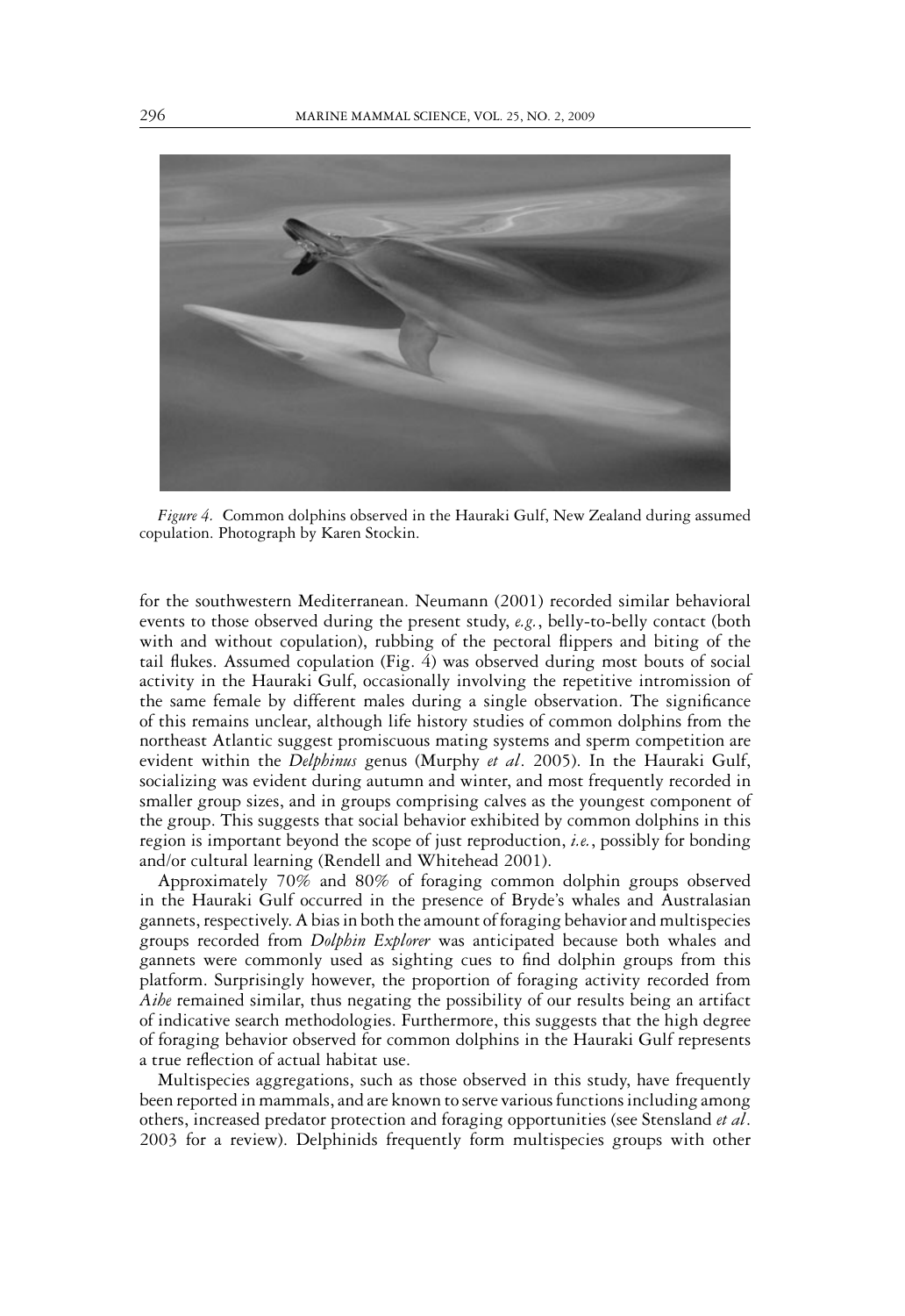*Figure 4.* Common dolphins observed in the Hauraki Gulf, New Zealand during assumed copulation. Photograph by Karen Stockin.

for the southwestern Mediterranean. Neumann (2001) recorded similar behavioral events to those observed during the present study, *e.g.*, belly-to-belly contact (both with and without copulation), rubbing of the pectoral flippers and biting of the tail flukes. Assumed copulation (Fig. 4) was observed during most bouts of social activity in the Hauraki Gulf, occasionally involving the repetitive intromission of the same female by different males during a single observation. The significance of this remains unclear, although life history studies of common dolphins from the northeast Atlantic suggest promiscuous mating systems and sperm competition are evident within the *Delphinus* genus (Murphy *et al*. 2005). In the Hauraki Gulf, socializing was evident during autumn and winter, and most frequently recorded in smaller group sizes, and in groups comprising calves as the youngest component of the group. This suggests that social behavior exhibited by common dolphins in this region is important beyond the scope of just reproduction, *i.e.*, possibly for bonding and/or cultural learning (Rendell and Whitehead 2001).

Approximately 70% and 80% of foraging common dolphin groups observed in the Hauraki Gulf occurred in the presence of Bryde's whales and Australasian gannets, respectively. A bias in both the amount of foraging behavior and multispecies groups recorded from *Dolphin Explorer* was anticipated because both whales and gannets were commonly used as sighting cues to find dolphin groups from this platform. Surprisingly however, the proportion of foraging activity recorded from *Aihe* remained similar, thus negating the possibility of our results being an artifact of indicative search methodologies. Furthermore, this suggests that the high degree of foraging behavior observed for common dolphins in the Hauraki Gulf represents a true reflection of actual habitat use.

Multispecies aggregations, such as those observed in this study, have frequently been reported in mammals, and are known to serve various functions including among others, increased predator protection and foraging opportunities (see Stensland *et al*. 2003 for a review). Delphinids frequently form multispecies groups with other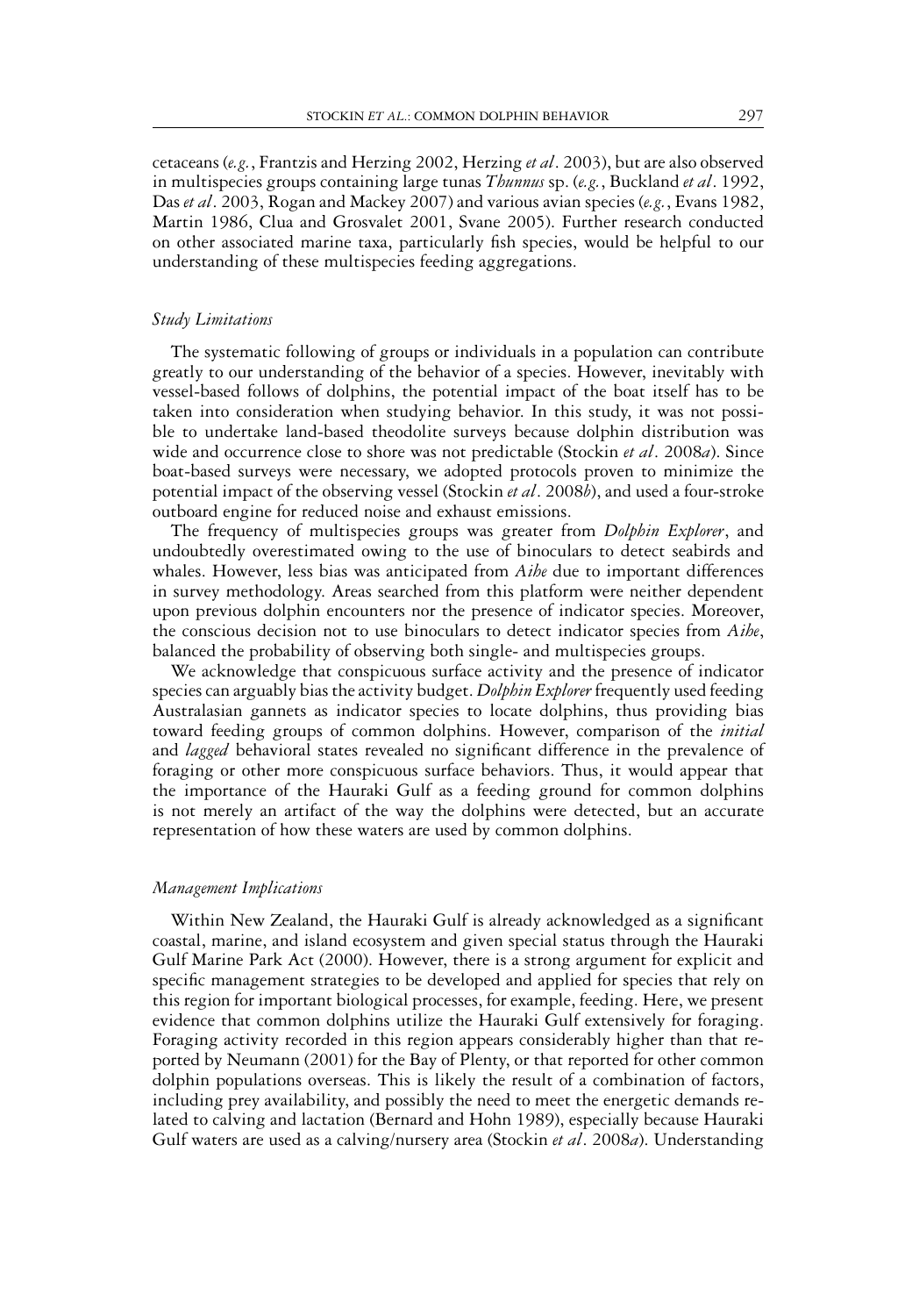cetaceans (*e.g.*, Frantzis and Herzing 2002, Herzing *et al*. 2003), but are also observed in multispecies groups containing large tunas *Thunnus* sp. (*e.g.*, Buckland *et al*. 1992, Das *et al*. 2003, Rogan and Mackey 2007) and various avian species (*e.g.*, Evans 1982, Martin 1986, Clua and Grosvalet 2001, Svane 2005). Further research conducted on other associated marine taxa, particularly fish species, would be helpful to our understanding of these multispecies feeding aggregations.

### *Study Limitations*

The systematic following of groups or individuals in a population can contribute greatly to our understanding of the behavior of a species. However, inevitably with vessel-based follows of dolphins, the potential impact of the boat itself has to be taken into consideration when studying behavior. In this study, it was not possible to undertake land-based theodolite surveys because dolphin distribution was wide and occurrence close to shore was not predictable (Stockin *et al*. 2008*a*). Since boat-based surveys were necessary, we adopted protocols proven to minimize the potential impact of the observing vessel (Stockin *et al*. 2008*b*), and used a four-stroke outboard engine for reduced noise and exhaust emissions.

The frequency of multispecies groups was greater from *Dolphin Explorer*, and undoubtedly overestimated owing to the use of binoculars to detect seabirds and whales. However, less bias was anticipated from *Aihe* due to important differences in survey methodology. Areas searched from this platform were neither dependent upon previous dolphin encounters nor the presence of indicator species. Moreover, the conscious decision not to use binoculars to detect indicator species from *Aihe*, balanced the probability of observing both single- and multispecies groups.

We acknowledge that conspicuous surface activity and the presence of indicator species can arguably bias the activity budget. *Dolphin Explorer* frequently used feeding Australasian gannets as indicator species to locate dolphins, thus providing bias toward feeding groups of common dolphins. However, comparison of the *initial* and *lagged* behavioral states revealed no significant difference in the prevalence of foraging or other more conspicuous surface behaviors. Thus, it would appear that the importance of the Hauraki Gulf as a feeding ground for common dolphins is not merely an artifact of the way the dolphins were detected, but an accurate representation of how these waters are used by common dolphins.

### *Management Implications*

Within New Zealand, the Hauraki Gulf is already acknowledged as a significant coastal, marine, and island ecosystem and given special status through the Hauraki Gulf Marine Park Act (2000). However, there is a strong argument for explicit and specific management strategies to be developed and applied for species that rely on this region for important biological processes, for example, feeding. Here, we present evidence that common dolphins utilize the Hauraki Gulf extensively for foraging. Foraging activity recorded in this region appears considerably higher than that reported by Neumann (2001) for the Bay of Plenty, or that reported for other common dolphin populations overseas. This is likely the result of a combination of factors, including prey availability, and possibly the need to meet the energetic demands related to calving and lactation (Bernard and Hohn 1989), especially because Hauraki Gulf waters are used as a calving/nursery area (Stockin *et al*. 2008*a*). Understanding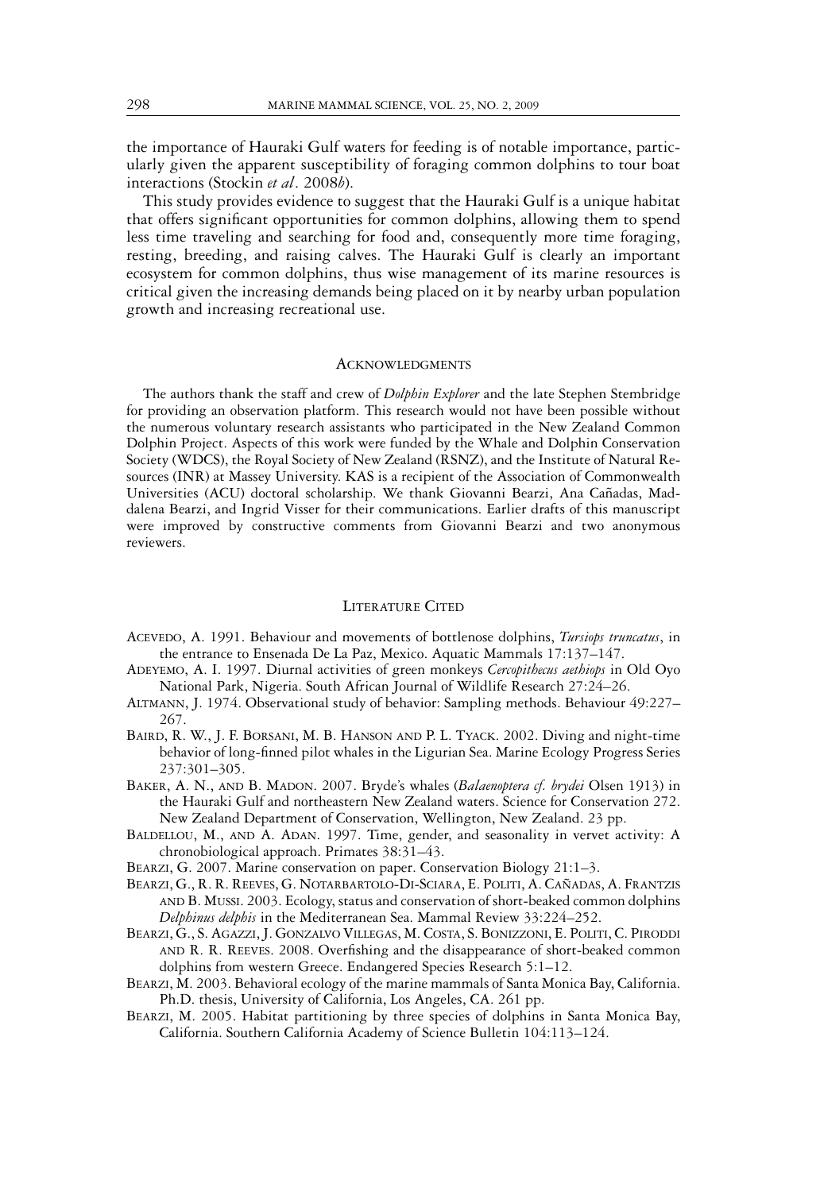the importance of Hauraki Gulf waters for feeding is of notable importance, particularly given the apparent susceptibility of foraging common dolphins to tour boat interactions (Stockin *et al*. 2008*b*).

This study provides evidence to suggest that the Hauraki Gulf is a unique habitat that offers significant opportunities for common dolphins, allowing them to spend less time traveling and searching for food and, consequently more time foraging, resting, breeding, and raising calves. The Hauraki Gulf is clearly an important ecosystem for common dolphins, thus wise management of its marine resources is critical given the increasing demands being placed on it by nearby urban population growth and increasing recreational use.

## Acknowledgments

The authors thank the staff and crew of *Dolphin Explorer* and the late Stephen Stembridge for providing an observation platform. This research would not have been possible without the numerous voluntary research assistants who participated in the New Zealand Common Dolphin Project. Aspects of this work were funded by the Whale and Dolphin Conservation Society (WDCS), the Royal Society of New Zealand (RSNZ), and the Institute of Natural Resources (INR) at Massey University. KAS is a recipient of the Association of Commonwealth Universities (ACU) doctoral scholarship. We thank Giovanni Bearzi, Ana Cañadas, Maddalena Bearzi, and Ingrid Visser for their communications. Earlier drafts of this manuscript were improved by constructive comments from Giovanni Bearzi and two anonymous reviewers.

## Literature Cited

Acevedo, A. 1991. Behaviour and movements of bottlenose dolphins, *Tursiops truncatus*, in the entrance to Ensenada De La Paz, Mexico. Aquatic Mammals 17:137–147.

Adeyemo, A. I. 1997. Diurnal activities of green monkeys *Cercopithecus aethiops* in Old Oyo National Park, Nigeria. South African Journal of Wildlife Research 27:24–26.

Altmann, J. 1974. Observational study of behavior: Sampling methods. Behaviour 49:227–267.

Baird, R. W., J. F. Borsani, M. B. Hanson and P. L. Tyack. 2002. Diving and night-time behavior of long-finned pilot whales in the Ligurian Sea. Marine Ecology Progress Series 237:301–305.

Baker, A. N., and B. Madon. 2007. Bryde's whales (*Balaenoptera cf. brydei* Olsen 1913) in the Hauraki Gulf and northeastern New Zealand waters. Science for Conservation 272. New Zealand Department of Conservation, Wellington, New Zealand. 23 pp.

Baldellou, M., and A. Adan. 1997. Time, gender, and seasonality in vervet activity: A chronobiological approach. Primates 38:31–43.

Bearzi, G. 2007. Marine conservation on paper. Conservation Biology 21:1–3.

Bearzi, G., R. R. Reeves, G. Notarbartolo-Di-Sciara, E. Politi, A. Cañadas, A. Frantzis and B. Mussi. 2003. Ecology, status and conservation of short-beaked common dolphins *Delphinus delphis* in the Mediterranean Sea. Mammal Review 33:224–252.

Bearzi, G., S. Agazzi, J. Gonzalvo Villegas, M. Costa, S. Bonizzoni, E. Politi, C. Piroddi and R. R. Reeves. 2008. Overfishing and the disappearance of short-beaked common dolphins from western Greece. Endangered Species Research 5:1–12.

Bearzi, M. 2003. Behavioral ecology of the marine mammals of Santa Monica Bay, California. Ph.D. thesis, University of California, Los Angeles, CA. 261 pp.

Bearzi, M. 2005. Habitat partitioning by three species of dolphins in Santa Monica Bay, California. Southern California Academy of Science Bulletin 104:113–124.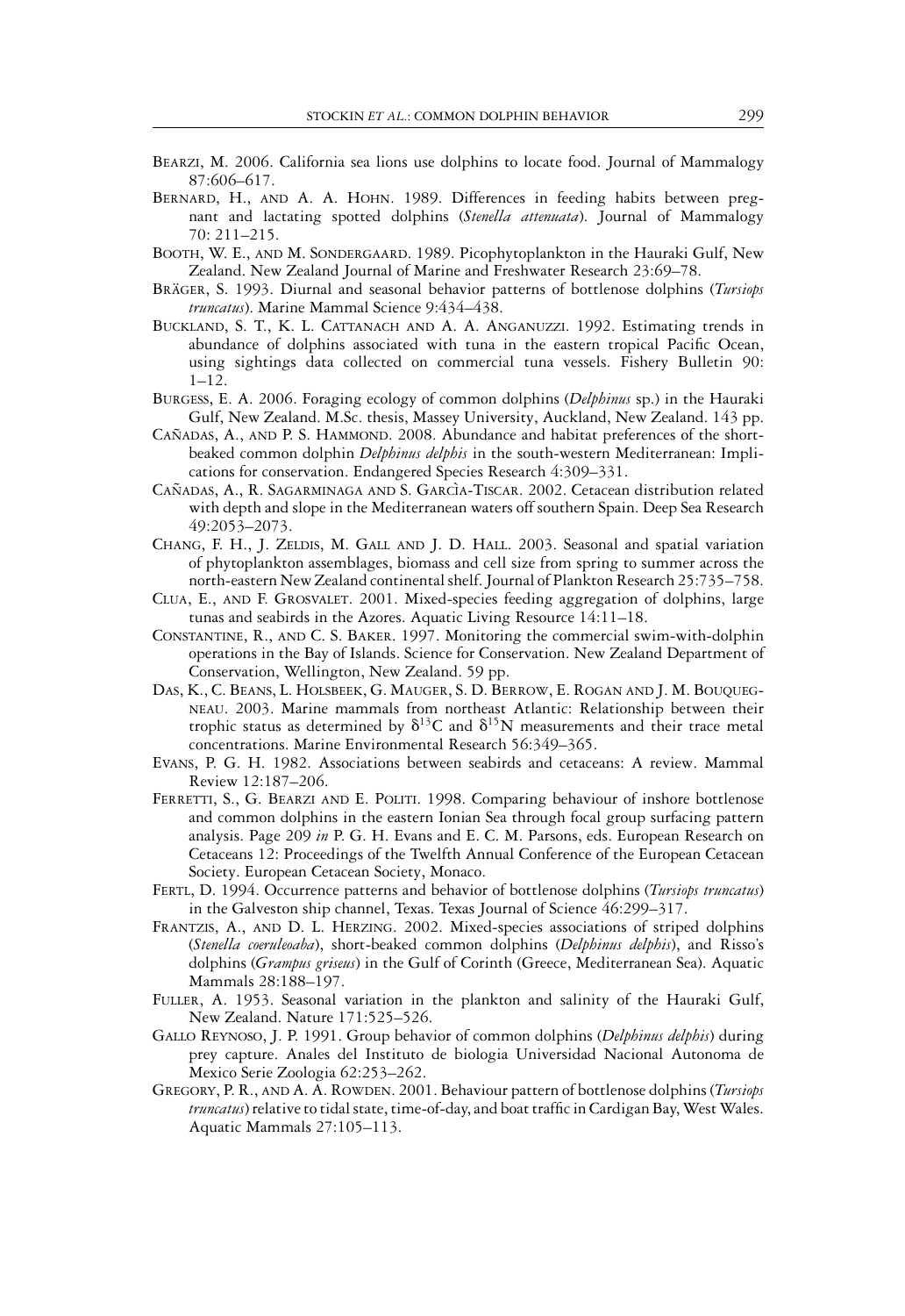Bearzi, M. 2006. California sea lions use dolphins to locate food. Journal of Mammalogy 87:606–617.

Bernard, H., and A. A. Hohn. 1989. Differences in feeding habits between pregnant and lactating spotted dolphins (*Stenella attenuata*). Journal of Mammalogy 70: 211–215.

Booth, W. E., and M. Sondergaard. 1989. Picophytoplankton in the Hauraki Gulf, New Zealand. New Zealand Journal of Marine and Freshwater Research 23:69–78.

Bräger, S. 1993. Diurnal and seasonal behavior patterns of bottlenose dolphins (*Tursiops truncatus*). Marine Mammal Science 9:434–438.

Buckland, S. T., K. L. Cattanach and A. A. Anganuzzi. 1992. Estimating trends in abundance of dolphins associated with tuna in the eastern tropical Pacific Ocean, using sightings data collected on commercial tuna vessels. Fishery Bulletin 90: 1–12.

Burgess, E. A. 2006. Foraging ecology of common dolphins (*Delphinus* sp.) in the Hauraki Gulf, New Zealand. M.Sc. thesis, Massey University, Auckland, New Zealand. 143 pp.

Cañadas, A., and P. S. Hammond. 2008. Abundance and habitat preferences of the short-beaked common dolphin *Delphinus delphis* in the south-western Mediterranean: Implications for conservation. Endangered Species Research 4:309–331.

Cañadas, A., R. Sagarminaga and S. Garcìa-Tiscar. 2002. Cetacean distribution related with depth and slope in the Mediterranean waters off southern Spain. Deep Sea Research 49:2053–2073.

Chang, F. H., J. Zeldis, M. Gall and J. D. Hall. 2003. Seasonal and spatial variation of phytoplankton assemblages, biomass and cell size from spring to summer across the north-eastern New Zealand continental shelf. Journal of Plankton Research 25:735–758.

Clua, E., and F. Grosvalet. 2001. Mixed-species feeding aggregation of dolphins, large tunas and seabirds in the Azores. Aquatic Living Resource 14:11–18.

Constantine, R., and C. S. Baker. 1997. Monitoring the commercial swim-with-dolphin operations in the Bay of Islands. Science for Conservation. New Zealand Department of Conservation, Wellington, New Zealand. 59 pp.

Das, K., C. Beans, L. Holsbeek, G. Mauger, S. D. Berrow, E. Rogan and J. M. Bouquegneau. 2003. Marine mammals from northeast Atlantic: Relationship between their trophic status as determined by $\delta^{13}$C and $\delta^{15}$N measurements and their trace metal concentrations. Marine Environmental Research 56:349–365.

Evans, P. G. H. 1982. Associations between seabirds and cetaceans: A review. Mammal Review 12:187–206.

Ferretti, S., G. Bearzi and E. Politi. 1998. Comparing behaviour of inshore bottlenose and common dolphins in the eastern Ionian Sea through focal group surfacing pattern analysis. Page 209 *in* P. G. H. Evans and E. C. M. Parsons, eds. European Research on Cetaceans 12: Proceedings of the Twelfth Annual Conference of the European Cetacean Society. European Cetacean Society, Monaco.

Fertl, D. 1994. Occurrence patterns and behavior of bottlenose dolphins (*Tursiops truncatus*) in the Galveston ship channel, Texas. Texas Journal of Science 46:299–317.

Frantzis, A., and D. L. Herzing. 2002. Mixed-species associations of striped dolphins (*Stenella coeruleoaba*), short-beaked common dolphins (*Delphinus delphis*), and Risso's dolphins (*Grampus griseus*) in the Gulf of Corinth (Greece, Mediterranean Sea). Aquatic Mammals 28:188–197.

Fuller, A. 1953. Seasonal variation in the plankton and salinity of the Hauraki Gulf, New Zealand. Nature 171:525–526.

Gallo Reynoso, J. P. 1991. Group behavior of common dolphins (*Delphinus delphis*) during prey capture. Anales del Instituto de biologia Universidad Nacional Autonoma de Mexico Serie Zoologia 62:253–262.

Gregory, P. R., and A. A. Rowden. 2001. Behaviour pattern of bottlenose dolphins (*Tursiops truncatus*) relative to tidal state, time-of-day, and boat traffic in Cardigan Bay, West Wales. Aquatic Mammals 27:105–113.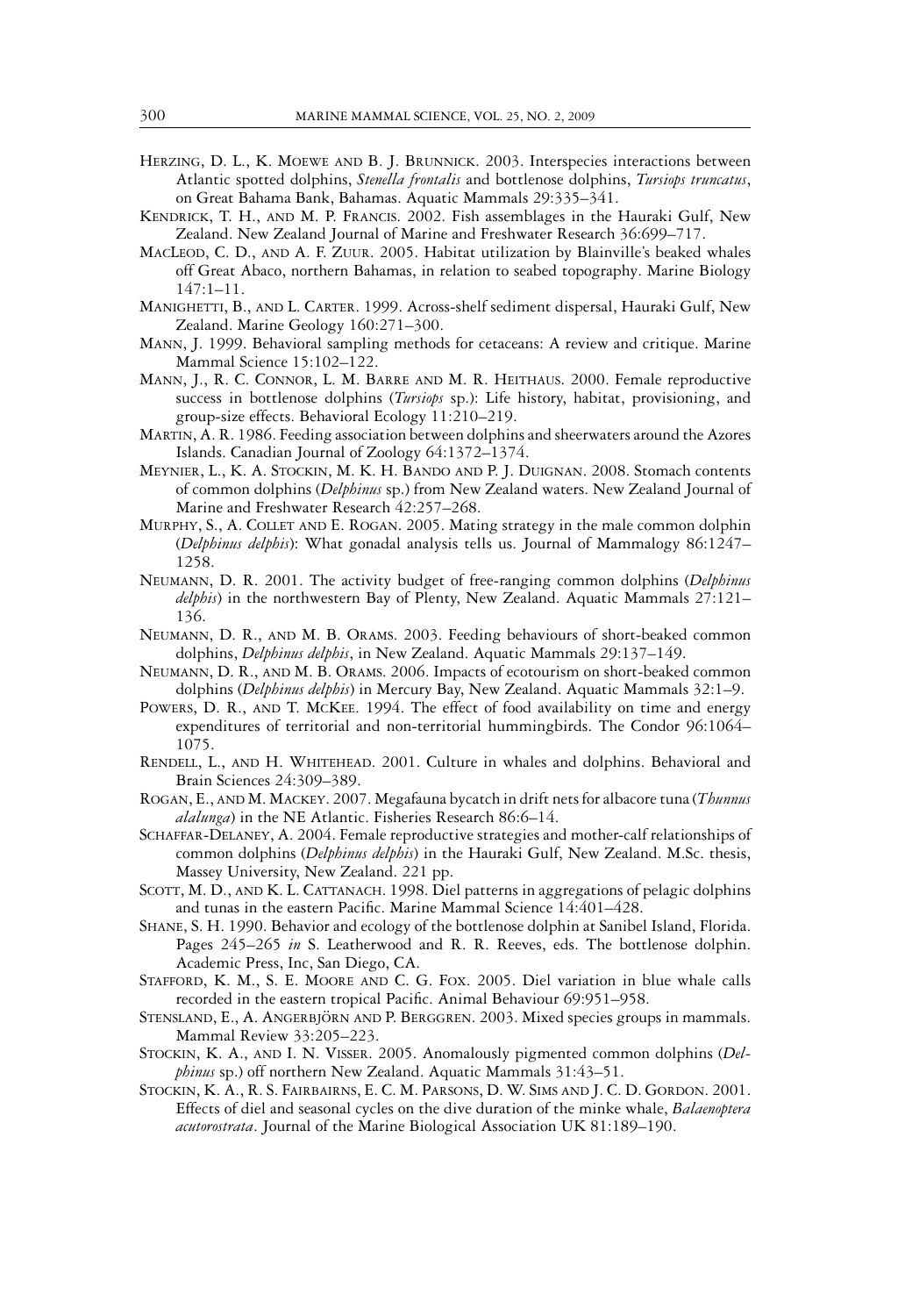Herzing, D. L., K. Moewe and B. J. Brunnick. 2003. Interspecies interactions between Atlantic spotted dolphins, *Stenella frontalis* and bottlenose dolphins, *Tursiops truncatus*, on Great Bahama Bank, Bahamas. Aquatic Mammals 29:335–341.

Kendrick, T. H., and M. P. Francis. 2002. Fish assemblages in the Hauraki Gulf, New Zealand. New Zealand Journal of Marine and Freshwater Research 36:699–717.

MacLeod, C. D., and A. F. Zuur. 2005. Habitat utilization by Blainville's beaked whales off Great Abaco, northern Bahamas, in relation to seabed topography. Marine Biology 147:1–11.

Manighetti, B., and L. Carter. 1999. Across-shelf sediment dispersal, Hauraki Gulf, New Zealand. Marine Geology 160:271–300.

Mann, J. 1999. Behavioral sampling methods for cetaceans: A review and critique. Marine Mammal Science 15:102–122.

Mann, J., R. C. Connor, L. M. Barre and M. R. Heithaus. 2000. Female reproductive success in bottlenose dolphins (*Tursiops* sp.): Life history, habitat, provisioning, and group-size effects. Behavioral Ecology 11:210–219.

Martin, A. R. 1986. Feeding association between dolphins and sheerwaters around the Azores Islands. Canadian Journal of Zoology 64:1372–1374.

Meynier, L., K. A. Stockin, M. K. H. Bando and P. J. Duignan. 2008. Stomach contents of common dolphins (*Delphinus* sp.) from New Zealand waters. New Zealand Journal of Marine and Freshwater Research 42:257–268.

Murphy, S., A. Collet and E. Rogan. 2005. Mating strategy in the male common dolphin (*Delphinus delphis*): What gonadal analysis tells us. Journal of Mammalogy 86:1247–1258.

Neumann, D. R. 2001. The activity budget of free-ranging common dolphins (*Delphinus delphis*) in the northwestern Bay of Plenty, New Zealand. Aquatic Mammals 27:121–136.

Neumann, D. R., and M. B. Orams. 2003. Feeding behaviours of short-beaked common dolphins, *Delphinus delphis*, in New Zealand. Aquatic Mammals 29:137–149.

Neumann, D. R., and M. B. Orams. 2006. Impacts of ecotourism on short-beaked common dolphins (*Delphinus delphis*) in Mercury Bay, New Zealand. Aquatic Mammals 32:1–9.

Powers, D. R., and T. McKee. 1994. The effect of food availability on time and energy expenditures of territorial and non-territorial hummingbirds. The Condor 96:1064–1075.

Rendell, L., and H. Whitehead. 2001. Culture in whales and dolphins. Behavioral and Brain Sciences 24:309–389.

Rogan, E., and M. Mackey. 2007. Megafauna bycatch in drift nets for albacore tuna (*Thunnus alalunga*) in the NE Atlantic. Fisheries Research 86:6–14.

Schaffar-Delaney, A. 2004. Female reproductive strategies and mother-calf relationships of common dolphins (*Delphinus delphis*) in the Hauraki Gulf, New Zealand. M.Sc. thesis, Massey University, New Zealand. 221 pp.

Scott, M. D., and K. L. Cattanach. 1998. Diel patterns in aggregations of pelagic dolphins and tunas in the eastern Pacific. Marine Mammal Science 14:401–428.

Shane, S. H. 1990. Behavior and ecology of the bottlenose dolphin at Sanibel Island, Florida. Pages 245–265 *in* S. Leatherwood and R. R. Reeves, eds. The bottlenose dolphin. Academic Press, Inc, San Diego, CA.

Stafford, K. M., S. E. Moore and C. G. Fox. 2005. Diel variation in blue whale calls recorded in the eastern tropical Pacific. Animal Behaviour 69:951–958.

Stensland, E., A. Angerbjörn and P. Berggren. 2003. Mixed species groups in mammals. Mammal Review 33:205–223.

Stockin, K. A., and I. N. Visser. 2005. Anomalously pigmented common dolphins (*Delphinus* sp.) off northern New Zealand. Aquatic Mammals 31:43–51.

Stockin, K. A., R. S. Fairbairns, E. C. M. Parsons, D. W. Sims and J. C. D. Gordon. 2001. Effects of diel and seasonal cycles on the dive duration of the minke whale, *Balaenoptera acutorostrata*. Journal of the Marine Biological Association UK 81:189–190.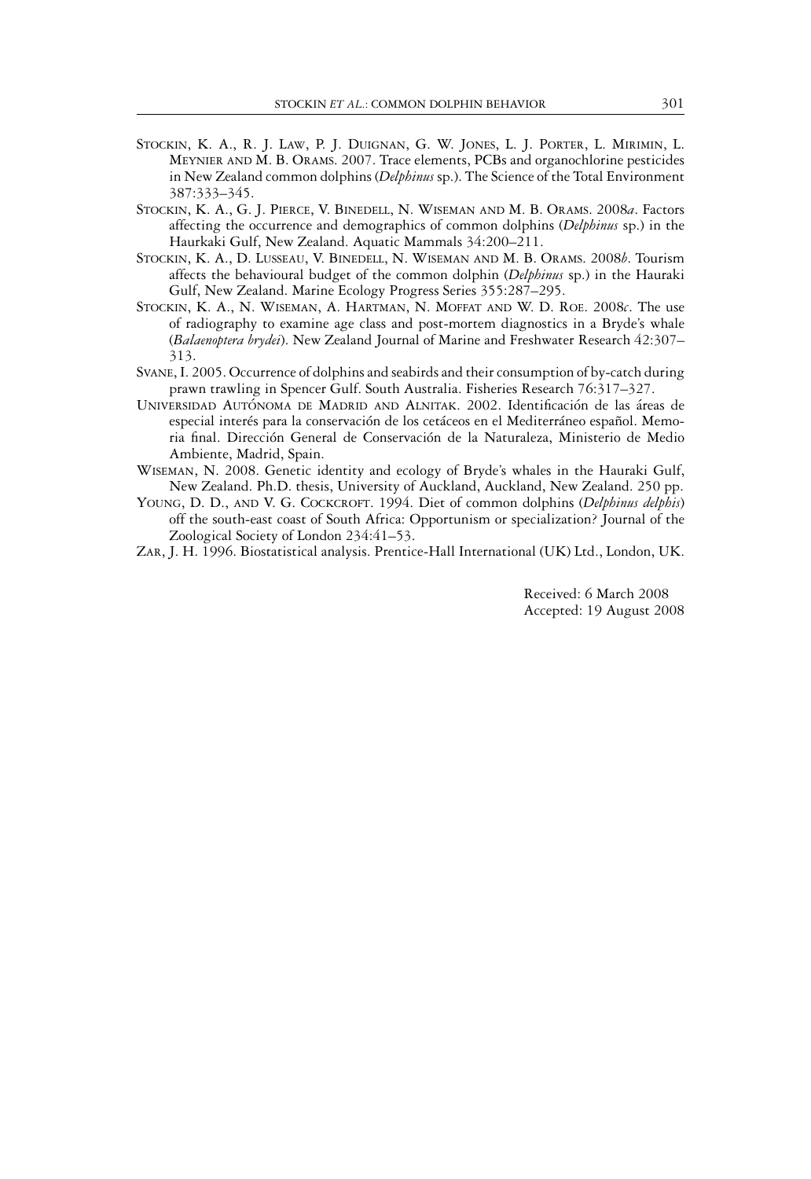Stockin, K. A., R. J. Law, P. J. Duignan, G. W. Jones, L. J. Porter, L. Mirimin, L. Meynier and M. B. Orams. 2007. Trace elements, PCBs and organochlorine pesticides in New Zealand common dolphins (*Delphinus* sp.). The Science of the Total Environment 387:333–345.

Stockin, K. A., G. J. Pierce, V. Binedell, N. Wiseman and M. B. Orams. 2008*a*. Factors affecting the occurrence and demographics of common dolphins (*Delphinus* sp.) in the Haurkaki Gulf, New Zealand. Aquatic Mammals 34:200–211.

Stockin, K. A., D. Lusseau, V. Binedell, N. Wiseman and M. B. Orams. 2008*b*. Tourism affects the behavioural budget of the common dolphin (*Delphinus* sp.) in the Hauraki Gulf, New Zealand. Marine Ecology Progress Series 355:287–295.

Stockin, K. A., N. Wiseman, A. Hartman, N. Moffat and W. D. Roe. 2008*c*. The use of radiography to examine age class and post-mortem diagnostics in a Bryde's whale (*Balaenoptera brydei*). New Zealand Journal of Marine and Freshwater Research 42:307–313.

Svane, I. 2005. Occurrence of dolphins and seabirds and their consumption of by-catch during prawn trawling in Spencer Gulf. South Australia. Fisheries Research 76:317–327.

Universidad Autónoma de Madrid and Alnitak. 2002. Identificación de las áreas de especial interés para la conservación de los cetáceos en el Mediterráneo español. Memoria final. Dirección General de Conservación de la Naturaleza, Ministerio de Medio Ambiente, Madrid, Spain.

Wiseman, N. 2008. Genetic identity and ecology of Bryde's whales in the Hauraki Gulf, New Zealand. Ph.D. thesis, University of Auckland, Auckland, New Zealand. 250 pp.

Young, D. D., and V. G. Cockcroft. 1994. Diet of common dolphins (*Delphinus delphis*) off the south-east coast of South Africa: Opportunism or specialization? Journal of the Zoological Society of London 234:41–53.

Zar, J. H. 1996. Biostatistical analysis. Prentice-Hall International (UK) Ltd., London, UK.

Received: 6 March 2008
Accepted: 19 August 2008